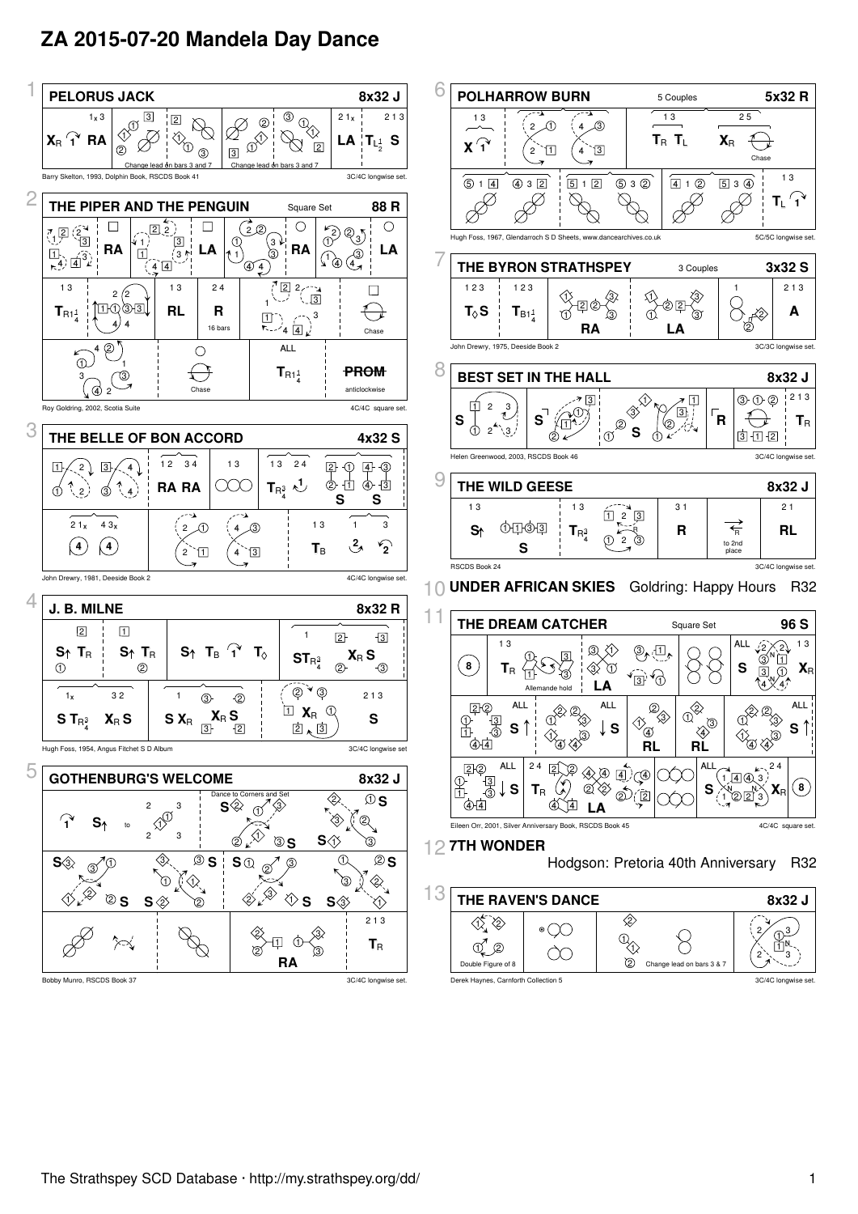# ZA 2015-07-20 Mandela Day Dance

## 1 PELORUS JACK — 8x32 J

| | | | | |
|---|---|---|---|---|
| $1_x$ 3 | | | | 2 $1_x$ / 2 1 3 |
| $X_R$ 1 RA | Change lead on bars 3 and 7 | | Change lead on bars 3 and 7 | LA $T_{L\frac{1}{2}}$ S |

Barry Skelton, 1993, Dolphin Book, RSCDS Book 41 — 3C/4C longwise set.

## 2 THE PIPER AND THE PENGUIN — Square Set — 88 R

| | | | | | | |
|---|---|---|---|---|---|---|
| | RA | | LA | | RA | LA |
| 1 3 | | 1 3 | 2 4 | | | |
| $T_{R1\frac{1}{4}}$ | | RL | R (16 bars) | | | Chase |
| | | Chase | | ALL $T_{R1\frac{1}{4}}$ | | PROM anticlockwise |

Roy Goldring, 2002, Scotia Suite — 4C/4C square set.

## 3 THE BELLE OF BON ACCORD — 4x32 S

| | | | | |
|---|---|---|---|---|
| | 1 2 3 4 | 1 3 | 1 3 2 4 | |
| | RA RA | | $T_{R\frac{3}{4}}$ 1 | S S |
| 2 $1_x$ 4 $3_x$ | | | 1 3 | 1 3 |
| 4 4 | | | $T_B$ | 2 2 |

John Drewry, 1981, Deeside Book 2 — 4C/4C longwise set.

## 4 J. B. MILNE — 8x32 R

| | | | |
|---|---|---|---|
| 2 / 1 | 1 / 2 | | 1 |
| $S_\uparrow$ $T_R$ | $S_\uparrow$ $T_R$ | $S_\uparrow$ $T_B$ 1 $T_\diamond$ | $ST_{R\frac{3}{4}}$ $X_R$ S |
| $1_x$ 3 2 | 1 | | 2 1 3 |
| S $T_{R\frac{3}{4}}$ $X_R$ S | S $X_R$ $X_R$ S | $X_R$ | S |

Hugh Foss, 1954, Angus Fitchet S D Album — 3C/4C longwise set

## 5 GOTHENBURG'S WELCOME — 8x32 J

| | | | |
|---|---|---|---|
| 1 $S_\uparrow$ to | 2 3 / 2 3 | Dance to Corners and Set S S | S S |
| S S | S S | S S | S S |
| | | RA | 2 1 3 $T_R$ |

Bobby Munro, RSCDS Book 37 — 3C/4C longwise set.

## 6 POLHARROW BURN — 5 Couples — 5x32 R

| | | | | |
|---|---|---|---|---|
| 1 3 | | | 1 3 | 2 5 |
| X 1 | | | $T_R$ $T_L$ | $X_R$ Chase |
| 5 1 4 / 4 3 2 | 5 1 2 / 5 3 2 | 4 1 2 / 5 3 4 | | 1 3 $T_L$ 1 |

Hugh Foss, 1967, Glendarroch S D Sheets, www.dancearchives.co.uk — 5C/5C longwise set.

## 7 THE BYRON STRATHSPEY — 3 Couples — 3x32 S

| | | | | | |
|---|---|---|---|---|---|
| 1 2 3 | 1 2 3 | | | 1 | 2 1 3 |
| $T_\diamond$S | $T_{B1\frac{1}{4}}$ | RA | LA | | A |

John Drewry, 1975, Deeside Book 2 — 3C/3C longwise set.

## 8 BEST SET IN THE HALL — 8x32 J

| | | | | |
|---|---|---|---|---|
| S | S | S | R | 2 1 3 $T_R$ |

Helen Greenwood, 2003, RSCDS Book 46 — 3C/4C longwise set.

## 9 THE WILD GEESE — 8x32 J

| | | | | |
|---|---|---|---|---|
| 1 3 | 1 3 | 3 1 | | 2 1 |
| $S_\uparrow$ S | $T_{R\frac{3}{4}}$ | R | R to 2nd place | RL |

RSCDS Book 24 — 3C/4C longwise set.

## 10 UNDER AFRICAN SKIES — Goldring: Happy Hours — R32

## 11 THE DREAM CATCHER — Square Set — 96 S

| | | | | |
|---|---|---|---|---|
| 8 | 1 3 $T_R$ Allemande hold | LA | | ALL S 1 3 $X_R$ |
| ALL S ↑ | ALL ↓ S | RL | RL | ALL S ↑ |
| ALL ↓ S | 2 4 $T_R$ LA | | | ALL S 2 4 $X_R$ 8 |

Eileen Orr, 2001, Silver Anniversary Book, RSCDS Book 45 — 4C/4C square set.

## 12 7TH WONDER — Hodgson: Pretoria 40th Anniversary — R32

## 13 THE RAVEN'S DANCE — 8x32 J

| | | | |
|---|---|---|---|
| Double Figure of 8 | | Change lead on bars 3 & 7 | |

Derek Haynes, Carnforth Collection 5 — 3C/4C longwise set.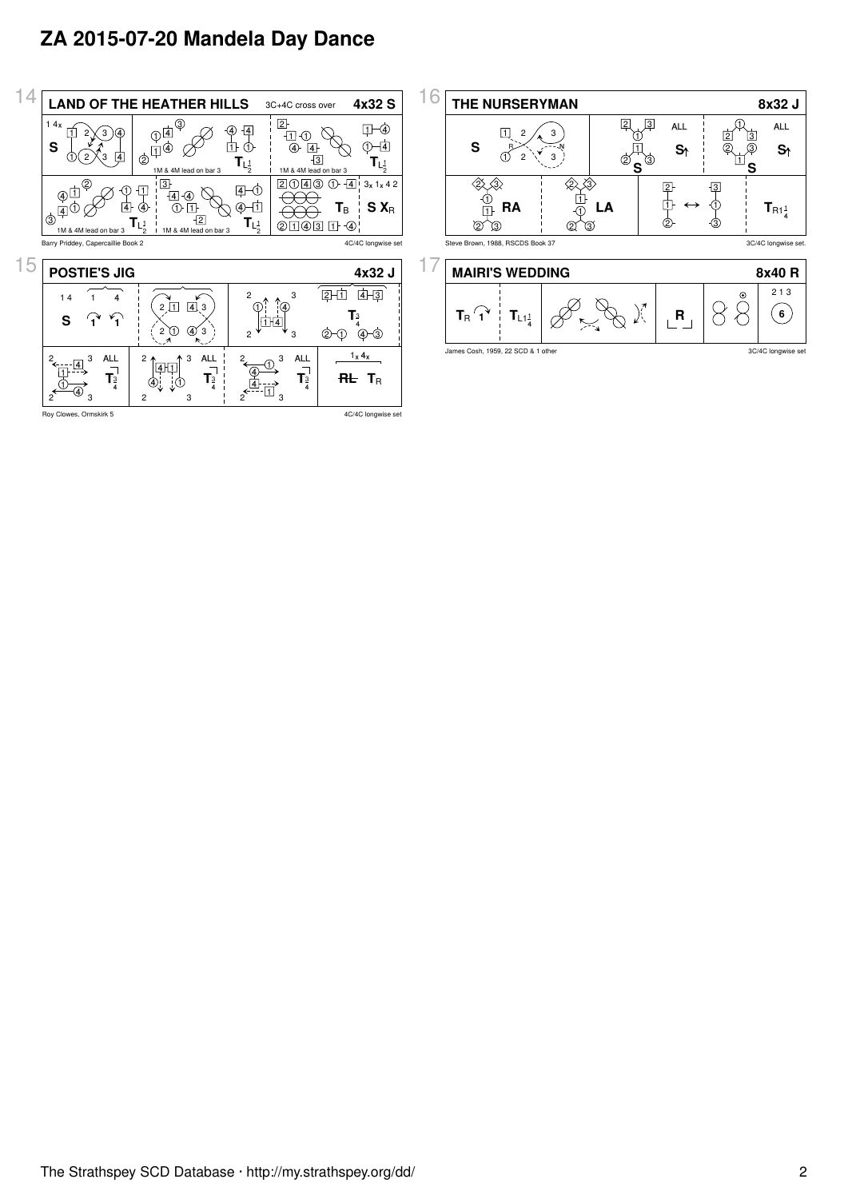# ZA 2015-07-20 Mandela Day Dance

## 14 LAND OF THE HEATHER HILLS

3C+4C cross over — **4x32 S**

1M & 4M lead on bar 3

Barry Priddey, Capercaillie Book 2 — 4C/4C longwise set

## 15 POSTIE'S JIG

**4x32 J**

Roy Clowes, Ormskirk 5 — 4C/4C longwise set

## 16 THE NURSERYMAN

**8x32 J**

Steve Brown, 1988, RSCDS Book 37 — 3C/4C longwise set.

## 17 MAIRI'S WEDDING

**8x40 R**

James Cosh, 1959, 22 SCD & 1 other — 3C/4C longwise set